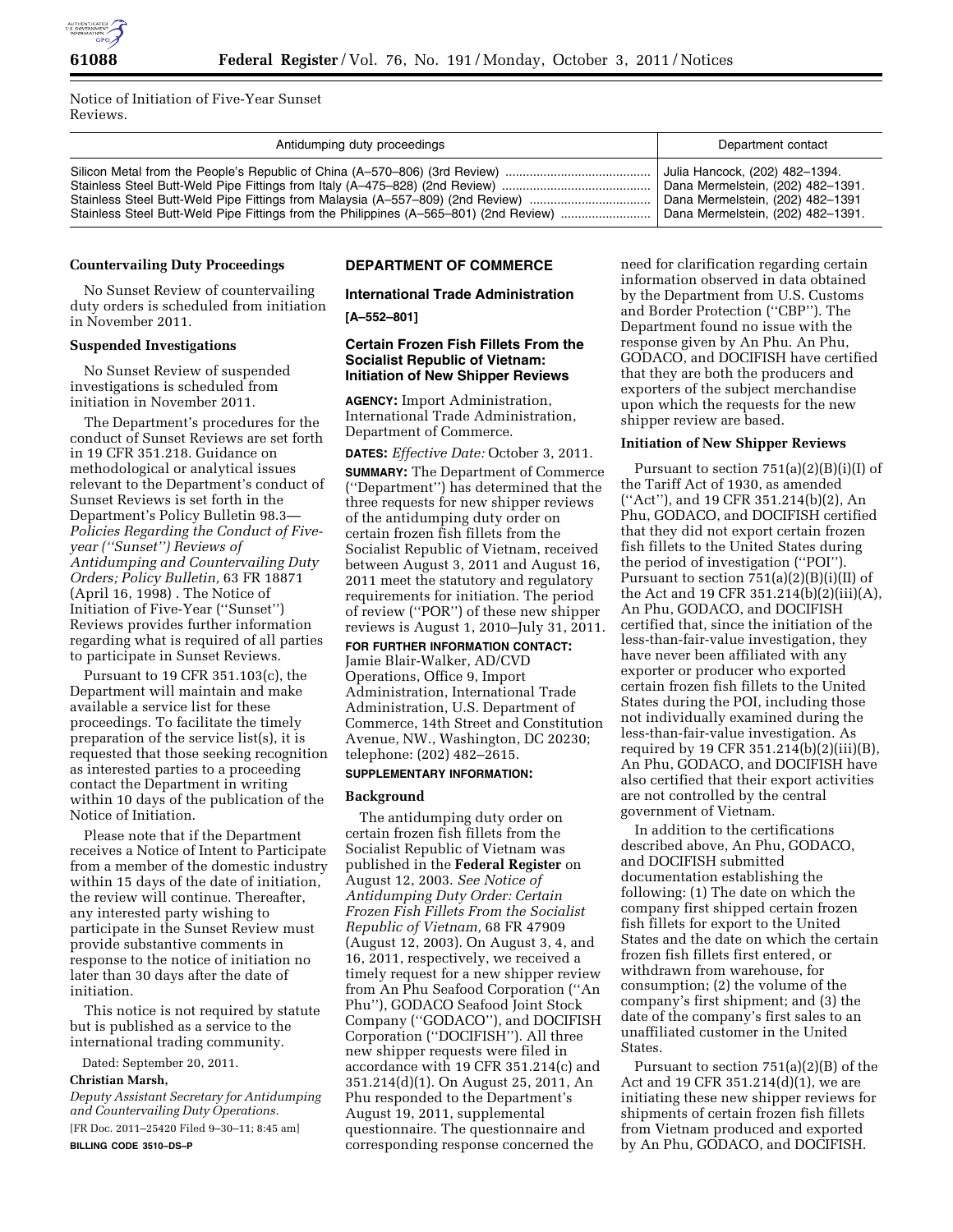Notice of Initiation of Five-Year Sunset Reviews.

| Antidumping duty proceedings | Department contact |
| --- | --- |
| Silicon Metal from the People's Republic of China (A–570–806) (3rd Review) | Julia Hancock, (202) 482–1394. |
| Stainless Steel Butt-Weld Pipe Fittings from Italy (A–475–828) (2nd Review) | Dana Mermelstein, (202) 482–1391. |
| Stainless Steel Butt-Weld Pipe Fittings from Malaysia (A–557–809) (2nd Review) | Dana Mermelstein, (202) 482–1391 |
| Stainless Steel Butt-Weld Pipe Fittings from the Philippines (A–565–801) (2nd Review) | Dana Mermelstein, (202) 482–1391. |

**Countervailing Duty Proceedings**

No Sunset Review of countervailing duty orders is scheduled from initiation in November 2011.

**Suspended Investigations**

No Sunset Review of suspended investigations is scheduled from initiation in November 2011.

The Department's procedures for the conduct of Sunset Reviews are set forth in 19 CFR 351.218. Guidance on methodological or analytical issues relevant to the Department's conduct of Sunset Reviews is set forth in the Department's Policy Bulletin 98.3—*Policies Regarding the Conduct of Five-year (''Sunset'') Reviews of Antidumping and Countervailing Duty Orders; Policy Bulletin,* 63 FR 18871 (April 16, 1998) . The Notice of Initiation of Five-Year (''Sunset'') Reviews provides further information regarding what is required of all parties to participate in Sunset Reviews.

Pursuant to 19 CFR 351.103(c), the Department will maintain and make available a service list for these proceedings. To facilitate the timely preparation of the service list(s), it is requested that those seeking recognition as interested parties to a proceeding contact the Department in writing within 10 days of the publication of the Notice of Initiation.

Please note that if the Department receives a Notice of Intent to Participate from a member of the domestic industry within 15 days of the date of initiation, the review will continue. Thereafter, any interested party wishing to participate in the Sunset Review must provide substantive comments in response to the notice of initiation no later than 30 days after the date of initiation.

This notice is not required by statute but is published as a service to the international trading community.

Dated: September 20, 2011.

**Christian Marsh,**

*Deputy Assistant Secretary for Antidumping and Countervailing Duty Operations.*

[FR Doc. 2011–25420 Filed 9–30–11; 8:45 am]

**BILLING CODE 3510–DS–P**

## DEPARTMENT OF COMMERCE

### International Trade Administration

**[A–552–801]**

### Certain Frozen Fish Fillets From the Socialist Republic of Vietnam: Initiation of New Shipper Reviews

**AGENCY:** Import Administration, International Trade Administration, Department of Commerce.

**DATES:** *Effective Date:* October 3, 2011.

**SUMMARY:** The Department of Commerce (''Department'') has determined that the three requests for new shipper reviews of the antidumping duty order on certain frozen fish fillets from the Socialist Republic of Vietnam, received between August 3, 2011 and August 16, 2011 meet the statutory and regulatory requirements for initiation. The period of review (''POR'') of these new shipper reviews is August 1, 2010–July 31, 2011.

**FOR FURTHER INFORMATION CONTACT:** Jamie Blair-Walker, AD/CVD Operations, Office 9, Import Administration, International Trade Administration, U.S. Department of Commerce, 14th Street and Constitution Avenue, NW., Washington, DC 20230; telephone: (202) 482–2615.

**SUPPLEMENTARY INFORMATION:**

**Background**

The antidumping duty order on certain frozen fish fillets from the Socialist Republic of Vietnam was published in the **Federal Register** on August 12, 2003. *See Notice of Antidumping Duty Order: Certain Frozen Fish Fillets From the Socialist Republic of Vietnam,* 68 FR 47909 (August 12, 2003). On August 3, 4, and 16, 2011, respectively, we received a timely request for a new shipper review from An Phu Seafood Corporation (''An Phu''), GODACO Seafood Joint Stock Company (''GODACO''), and DOCIFISH Corporation (''DOCIFISH''). All three new shipper requests were filed in accordance with 19 CFR 351.214(c) and 351.214(d)(1). On August 25, 2011, An Phu responded to the Department's August 19, 2011, supplemental questionnaire. The questionnaire and corresponding response concerned the need for clarification regarding certain information observed in data obtained by the Department from U.S. Customs and Border Protection (''CBP''). The Department found no issue with the response given by An Phu. An Phu, GODACO, and DOCIFISH have certified that they are both the producers and exporters of the subject merchandise upon which the requests for the new shipper review are based.

**Initiation of New Shipper Reviews**

Pursuant to section 751(a)(2)(B)(i)(I) of the Tariff Act of 1930, as amended (''Act''), and 19 CFR 351.214(b)(2), An Phu, GODACO, and DOCIFISH certified that they did not export certain frozen fish fillets to the United States during the period of investigation (''POI''). Pursuant to section 751(a)(2)(B)(i)(II) of the Act and 19 CFR 351.214(b)(2)(iii)(A), An Phu, GODACO, and DOCIFISH certified that, since the initiation of the less-than-fair-value investigation, they have never been affiliated with any exporter or producer who exported certain frozen fish fillets to the United States during the POI, including those not individually examined during the less-than-fair-value investigation. As required by 19 CFR 351.214(b)(2)(iii)(B), An Phu, GODACO, and DOCIFISH have also certified that their export activities are not controlled by the central government of Vietnam.

In addition to the certifications described above, An Phu, GODACO, and DOCIFISH submitted documentation establishing the following: (1) The date on which the company first shipped certain frozen fish fillets for export to the United States and the date on which the certain frozen fish fillets first entered, or withdrawn from warehouse, for consumption; (2) the volume of the company's first shipment; and (3) the date of the company's first sales to an unaffiliated customer in the United States.

Pursuant to section 751(a)(2)(B) of the Act and 19 CFR 351.214(d)(1), we are initiating these new shipper reviews for shipments of certain frozen fish fillets from Vietnam produced and exported by An Phu, GODACO, and DOCIFISH.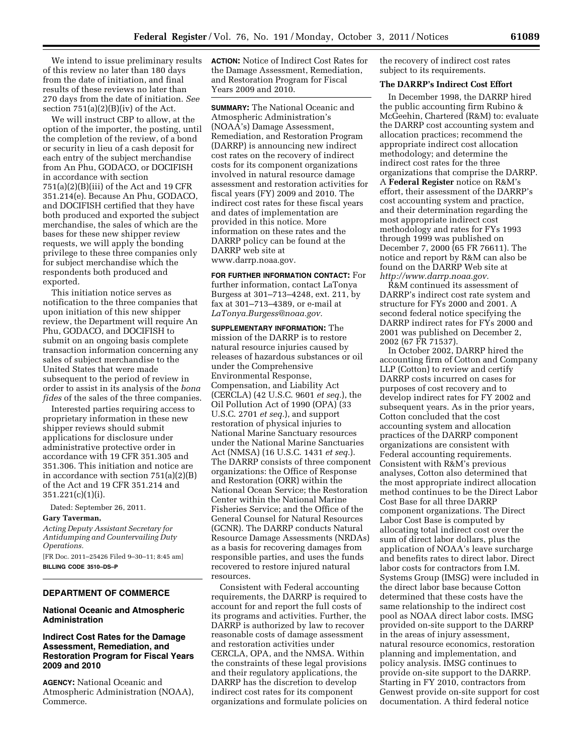We intend to issue preliminary results of this review no later than 180 days from the date of initiation, and final results of these reviews no later than 270 days from the date of initiation. *See* section 751(a)(2)(B)(iv) of the Act.

We will instruct CBP to allow, at the option of the importer, the posting, until the completion of the review, of a bond or security in lieu of a cash deposit for each entry of the subject merchandise from An Phu, GODACO, or DOCIFISH in accordance with section 751(a)(2)(B)(iii) of the Act and 19 CFR 351.214(e). Because An Phu, GODACO, and DOCIFISH certified that they have both produced and exported the subject merchandise, the sales of which are the bases for these new shipper review requests, we will apply the bonding privilege to these three companies only for subject merchandise which the respondents both produced and exported.

This initiation notice serves as notification to the three companies that upon initiation of this new shipper review, the Department will require An Phu, GODACO, and DOCIFISH to submit on an ongoing basis complete transaction information concerning any sales of subject merchandise to the United States that were made subsequent to the period of review in order to assist in its analysis of the *bona fides* of the sales of the three companies.

Interested parties requiring access to proprietary information in these new shipper reviews should submit applications for disclosure under administrative protective order in accordance with 19 CFR 351.305 and 351.306. This initiation and notice are in accordance with section 751(a)(2)(B) of the Act and 19 CFR 351.214 and 351.221(c)(1)(i).

Dated: September 26, 2011.

**Gary Taverman,**

*Acting Deputy Assistant Secretary for Antidumping and Countervailing Duty Operations.*

[FR Doc. 2011–25426 Filed 9–30–11; 8:45 am]

**BILLING CODE 3510–DS–P**

## DEPARTMENT OF COMMERCE

### National Oceanic and Atmospheric Administration

### Indirect Cost Rates for the Damage Assessment, Remediation, and Restoration Program for Fiscal Years 2009 and 2010

**AGENCY:** National Oceanic and Atmospheric Administration (NOAA), Commerce.

**ACTION:** Notice of Indirect Cost Rates for the Damage Assessment, Remediation, and Restoration Program for Fiscal Years 2009 and 2010.

**SUMMARY:** The National Oceanic and Atmospheric Administration's (NOAA's) Damage Assessment, Remediation, and Restoration Program (DARRP) is announcing new indirect cost rates on the recovery of indirect costs for its component organizations involved in natural resource damage assessment and restoration activities for fiscal years (FY) 2009 and 2010. The indirect cost rates for these fiscal years and dates of implementation are provided in this notice. More information on these rates and the DARRP policy can be found at the DARRP web site at www.darrp.noaa.gov.

**FOR FURTHER INFORMATION CONTACT:** For further information, contact LaTonya Burgess at 301–713–4248, ext. 211, by fax at 301–713–4389, or e-mail at *LaTonya.Burgess@noaa.gov.*

**SUPPLEMENTARY INFORMATION:** The mission of the DARRP is to restore natural resource injuries caused by releases of hazardous substances or oil under the Comprehensive Environmental Response, Compensation, and Liability Act (CERCLA) (42 U.S.C. 9601 *et seq.*), the Oil Pollution Act of 1990 (OPA) (33 U.S.C. 2701 *et seq.*), and support restoration of physical injuries to National Marine Sanctuary resources under the National Marine Sanctuaries Act (NMSA) (16 U.S.C. 1431 *et seq.*). The DARRP consists of three component organizations: the Office of Response and Restoration (ORR) within the National Ocean Service; the Restoration Center within the National Marine Fisheries Service; and the Office of the General Counsel for Natural Resources (GCNR). The DARRP conducts Natural Resource Damage Assessments (NRDAs) as a basis for recovering damages from responsible parties, and uses the funds recovered to restore injured natural resources.

Consistent with Federal accounting requirements, the DARRP is required to account for and report the full costs of its programs and activities. Further, the DARRP is authorized by law to recover reasonable costs of damage assessment and restoration activities under CERCLA, OPA, and the NMSA. Within the constraints of these legal provisions and their regulatory applications, the DARRP has the discretion to develop indirect cost rates for its component organizations and formulate policies on the recovery of indirect cost rates subject to its requirements.

**The DARRP's Indirect Cost Effort**

In December 1998, the DARRP hired the public accounting firm Rubino & McGeehin, Chartered (R&M) to: evaluate the DARRP cost accounting system and allocation practices; recommend the appropriate indirect cost allocation methodology; and determine the indirect cost rates for the three organizations that comprise the DARRP. A **Federal Register** notice on R&M's effort, their assessment of the DARRP's cost accounting system and practice, and their determination regarding the most appropriate indirect cost methodology and rates for FYs 1993 through 1999 was published on December 7, 2000 (65 FR 76611). The notice and report by R&M can also be found on the DARRP Web site at *http://www.darrp.noaa.gov.*

R&M continued its assessment of DARRP's indirect cost rate system and structure for FYs 2000 and 2001. A second federal notice specifying the DARRP indirect rates for FYs 2000 and 2001 was published on December 2, 2002 (67 FR 71537).

In October 2002, DARRP hired the accounting firm of Cotton and Company LLP (Cotton) to review and certify DARRP costs incurred on cases for purposes of cost recovery and to develop indirect rates for FY 2002 and subsequent years. As in the prior years, Cotton concluded that the cost accounting system and allocation practices of the DARRP component organizations are consistent with Federal accounting requirements. Consistent with R&M's previous analyses, Cotton also determined that the most appropriate indirect allocation method continues to be the Direct Labor Cost Base for all three DARRP component organizations. The Direct Labor Cost Base is computed by allocating total indirect cost over the sum of direct labor dollars, plus the application of NOAA's leave surcharge and benefits rates to direct labor. Direct labor costs for contractors from I.M. Systems Group (IMSG) were included in the direct labor base because Cotton determined that these costs have the same relationship to the indirect cost pool as NOAA direct labor costs. IMSG provided on-site support to the DARRP in the areas of injury assessment, natural resource economics, restoration planning and implementation, and policy analysis. IMSG continues to provide on-site support to the DARRP. Starting in FY 2010, contractors from Genwest provide on-site support for cost documentation. A third federal notice